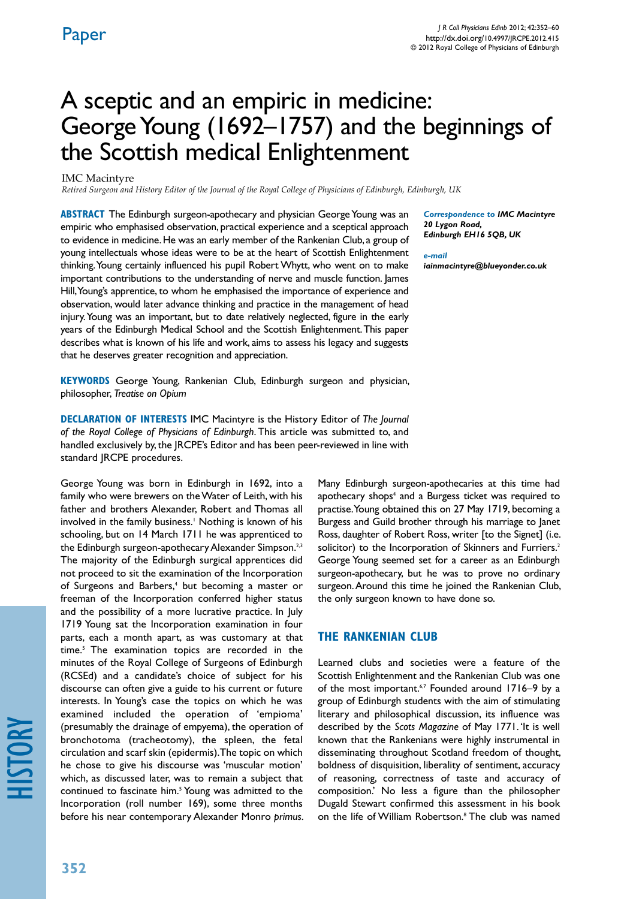Paper

# A sceptic and an empiric in medicine: George Young (1692–1757) and the beginnings of the Scottish medical Enlightenment

IMC Macintyre

*Retired Surgeon and History Editor of the Journal of the Royal College of Physicians of Edinburgh, Edinburgh, UK*

**ABSTRACT** The Edinburgh surgeon-apothecary and physician George Young was an empiric who emphasised observation, practical experience and a sceptical approach to evidence in medicine. He was an early member of the Rankenian Club, a group of young intellectuals whose ideas were to be at the heart of Scottish Enlightenment thinking. Young certainly influenced his pupil Robert Whytt, who went on to make important contributions to the understanding of nerve and muscle function. James Hill, Young's apprentice, to whom he emphasised the importance of experience and observation, would later advance thinking and practice in the management of head injury. Young was an important, but to date relatively neglected, figure in the early years of the Edinburgh Medical School and the Scottish Enlightenment. This paper describes what is known of his life and work, aims to assess his legacy and suggests that he deserves greater recognition and appreciation.

**KEYWORDS** George Young, Rankenian Club, Edinburgh surgeon and physician, philosopher, *Treatise on Opium*

**DECLARATION OF INTERESTS** IMC Macintyre is the History Editor of *The Journal of the Royal College of Physicians of Edinburgh*. This article was submitted to, and handled exclusively by, the JRCPE's Editor and has been peer-reviewed in line with standard JRCPE procedures.

***Correspondence to*** ***IMC Macintyre***
***20 Lygon Road,***
***Edinburgh EH16 5QB, UK***

***e-mail***
***iainmacintyre@blueyonder.co.uk***

George Young was born in Edinburgh in 1692, into a family who were brewers on the Water of Leith, with his father and brothers Alexander, Robert and Thomas all involved in the family business.[1] Nothing is known of his schooling, but on 14 March 1711 he was apprenticed to the Edinburgh surgeon-apothecary Alexander Simpson.[2,3] The majority of the Edinburgh surgical apprentices did not proceed to sit the examination of the Incorporation of Surgeons and Barbers,[4] but becoming a master or freeman of the Incorporation conferred higher status and the possibility of a more lucrative practice. In July 1719 Young sat the Incorporation examination in four parts, each a month apart, as was customary at that time.[5] The examination topics are recorded in the minutes of the Royal College of Surgeons of Edinburgh (RCSEd) and a candidate's choice of subject for his discourse can often give a guide to his current or future interests. In Young's case the topics on which he was examined included the operation of 'empioma' (presumably the drainage of empyema), the operation of bronchotoma (tracheotomy), the spleen, the fetal circulation and scarf skin (epidermis). The topic on which he chose to give his discourse was 'muscular motion' which, as discussed later, was to remain a subject that continued to fascinate him.[5] Young was admitted to the Incorporation (roll number 169), some three months before his near contemporary Alexander Monro *primus*. Many Edinburgh surgeon-apothecaries at this time had apothecary shops[4] and a Burgess ticket was required to practise. Young obtained this on 27 May 1719, becoming a Burgess and Guild brother through his marriage to Janet Ross, daughter of Robert Ross, writer [to the Signet] (i.e. solicitor) to the Incorporation of Skinners and Furriers.[2] George Young seemed set for a career as an Edinburgh surgeon-apothecary, but he was to prove no ordinary surgeon. Around this time he joined the Rankenian Club, the only surgeon known to have done so.

## THE RANKENIAN CLUB

Learned clubs and societies were a feature of the Scottish Enlightenment and the Rankenian Club was one of the most important.[6,7] Founded around 1716–9 by a group of Edinburgh students with the aim of stimulating literary and philosophical discussion, its influence was described by the *Scots Magazine* of May 1771. 'It is well known that the Rankenians were highly instrumental in disseminating throughout Scotland freedom of thought, boldness of disquisition, liberality of sentiment, accuracy of reasoning, correctness of taste and accuracy of composition.' No less a figure than the philosopher Dugald Stewart confirmed this assessment in his book on the life of William Robertson.[8] The club was named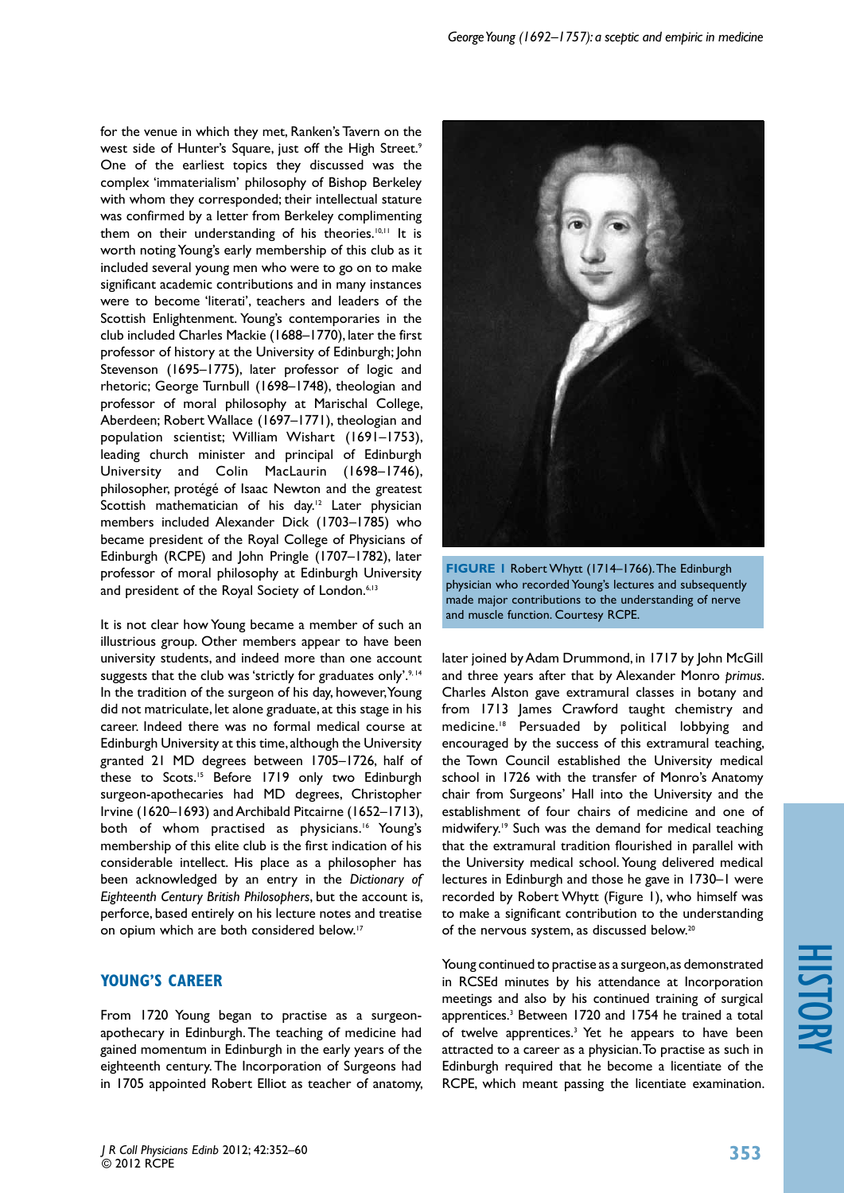for the venue in which they met, Ranken's Tavern on the west side of Hunter's Square, just off the High Street.[9] One of the earliest topics they discussed was the complex 'immaterialism' philosophy of Bishop Berkeley with whom they corresponded; their intellectual stature was confirmed by a letter from Berkeley complimenting them on their understanding of his theories.[10,11] It is worth noting Young's early membership of this club as it included several young men who were to go on to make significant academic contributions and in many instances were to become 'literati', teachers and leaders of the Scottish Enlightenment. Young's contemporaries in the club included Charles Mackie (1688–1770), later the first professor of history at the University of Edinburgh; John Stevenson (1695–1775), later professor of logic and rhetoric; George Turnbull (1698–1748), theologian and professor of moral philosophy at Marischal College, Aberdeen; Robert Wallace (1697–1771), theologian and population scientist; William Wishart (1691–1753), leading church minister and principal of Edinburgh University and Colin MacLaurin (1698–1746), philosopher, protégé of Isaac Newton and the greatest Scottish mathematician of his day.[12] Later physician members included Alexander Dick (1703–1785) who became president of the Royal College of Physicians of Edinburgh (RCPE) and John Pringle (1707–1782), later professor of moral philosophy at Edinburgh University and president of the Royal Society of London.[6,13]

It is not clear how Young became a member of such an illustrious group. Other members appear to have been university students, and indeed more than one account suggests that the club was 'strictly for graduates only'.[9,14] In the tradition of the surgeon of his day, however, Young did not matriculate, let alone graduate, at this stage in his career. Indeed there was no formal medical course at Edinburgh University at this time, although the University granted 21 MD degrees between 1705–1726, half of these to Scots.[15] Before 1719 only two Edinburgh surgeon-apothecaries had MD degrees, Christopher Irvine (1620–1693) and Archibald Pitcairne (1652–1713), both of whom practised as physicians.[16] Young's membership of this elite club is the first indication of his considerable intellect. His place as a philosopher has been acknowledged by an entry in the *Dictionary of Eighteenth Century British Philosophers*, but the account is, perforce, based entirely on his lecture notes and treatise on opium which are both considered below.[17]

## YOUNG'S CAREER

From 1720 Young began to practise as a surgeon-apothecary in Edinburgh. The teaching of medicine had gained momentum in Edinburgh in the early years of the eighteenth century. The Incorporation of Surgeons had in 1705 appointed Robert Elliot as teacher of anatomy, later joined by Adam Drummond, in 1717 by John McGill and three years after that by Alexander Monro *primus*. Charles Alston gave extramural classes in botany and from 1713 James Crawford taught chemistry and medicine.[18] Persuaded by political lobbying and encouraged by the success of this extramural teaching, the Town Council established the University medical school in 1726 with the transfer of Monro's Anatomy chair from Surgeons' Hall into the University and the establishment of four chairs of medicine and one of midwifery.[19] Such was the demand for medical teaching that the extramural tradition flourished in parallel with the University medical school. Young delivered medical lectures in Edinburgh and those he gave in 1730–1 were recorded by Robert Whytt (Figure 1), who himself was to make a significant contribution to the understanding of the nervous system, as discussed below.[20]

**FIGURE 1** Robert Whytt (1714–1766). The Edinburgh physician who recorded Young's lectures and subsequently made major contributions to the understanding of nerve and muscle function. Courtesy RCPE.

Young continued to practise as a surgeon, as demonstrated in RCSEd minutes by his attendance at Incorporation meetings and also by his continued training of surgical apprentices.[3] Between 1720 and 1754 he trained a total of twelve apprentices.[3] Yet he appears to have been attracted to a career as a physician. To practise as such in Edinburgh required that he become a licentiate of the RCPE, which meant passing the licentiate examination.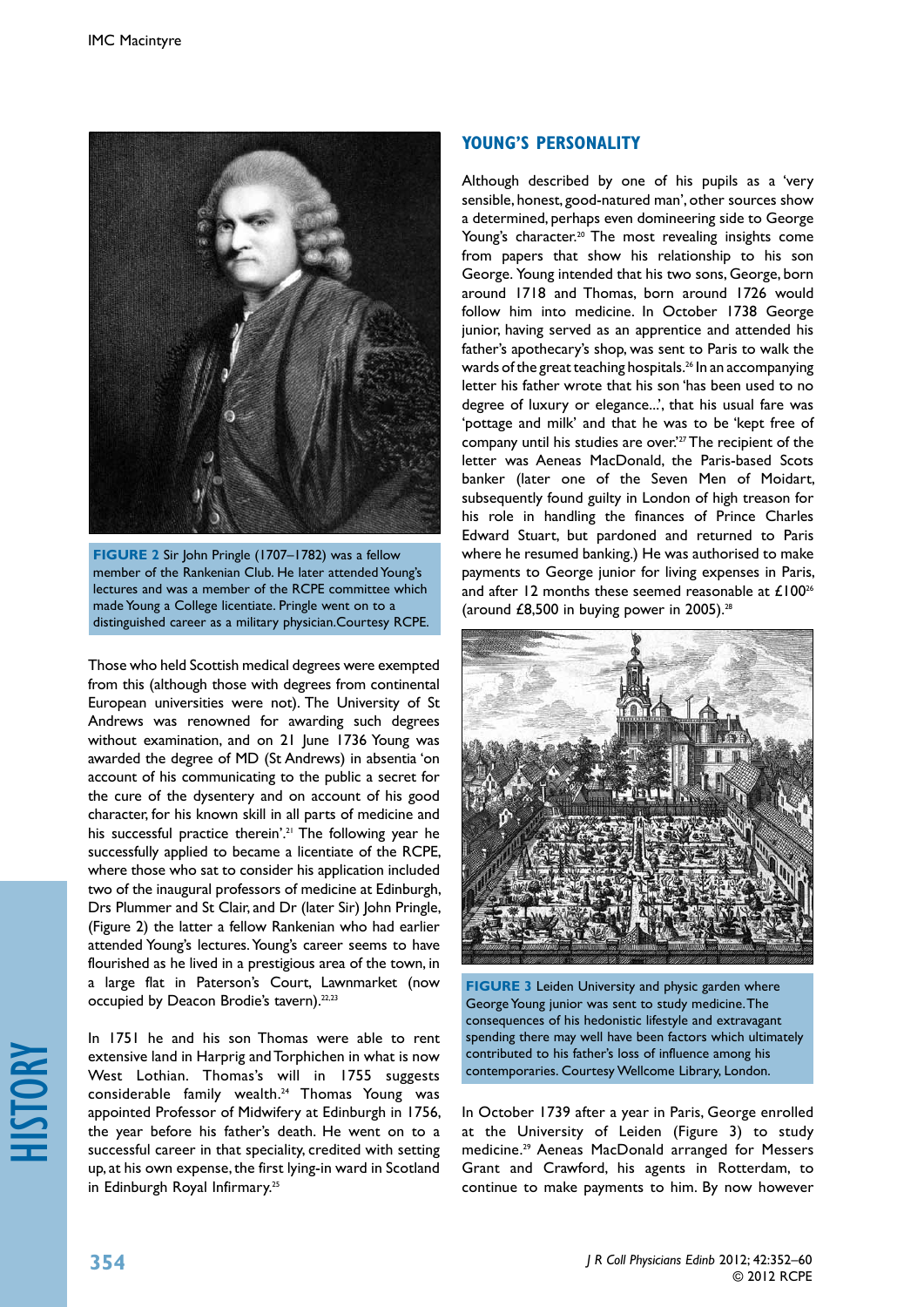**FIGURE 2** Sir John Pringle (1707–1782) was a fellow member of the Rankenian Club. He later attended Young's lectures and was a member of the RCPE committee which made Young a College licentiate. Pringle went on to a distinguished career as a military physician. Courtesy RCPE.

Those who held Scottish medical degrees were exempted from this (although those with degrees from continental European universities were not). The University of St Andrews was renowned for awarding such degrees without examination, and on 21 June 1736 Young was awarded the degree of MD (St Andrews) in absentia 'on account of his communicating to the public a secret for the cure of the dysentery and on account of his good character, for his known skill in all parts of medicine and his successful practice therein'.[21] The following year he successfully applied to became a licentiate of the RCPE, where those who sat to consider his application included two of the inaugural professors of medicine at Edinburgh, Drs Plummer and St Clair, and Dr (later Sir) John Pringle, (Figure 2) the latter a fellow Rankenian who had earlier attended Young's lectures. Young's career seems to have flourished as he lived in a prestigious area of the town, in a large flat in Paterson's Court, Lawnmarket (now occupied by Deacon Brodie's tavern).[22,23]

In 1751 he and his son Thomas were able to rent extensive land in Harprig and Torphichen in what is now West Lothian. Thomas's will in 1755 suggests considerable family wealth.[24] Thomas Young was appointed Professor of Midwifery at Edinburgh in 1756, the year before his father's death. He went on to a successful career in that speciality, credited with setting up, at his own expense, the first lying-in ward in Scotland in Edinburgh Royal Infirmary.[25]

## YOUNG'S PERSONALITY

Although described by one of his pupils as a 'very sensible, honest, good-natured man', other sources show a determined, perhaps even domineering side to George Young's character.[20] The most revealing insights come from papers that show his relationship to his son George. Young intended that his two sons, George, born around 1718 and Thomas, born around 1726 would follow him into medicine. In October 1738 George junior, having served as an apprentice and attended his father's apothecary's shop, was sent to Paris to walk the wards of the great teaching hospitals.[26] In an accompanying letter his father wrote that his son 'has been used to no degree of luxury or elegance...', that his usual fare was 'pottage and milk' and that he was to be 'kept free of company until his studies are over.'[27] The recipient of the letter was Aeneas MacDonald, the Paris-based Scots banker (later one of the Seven Men of Moidart, subsequently found guilty in London of high treason for his role in handling the finances of Prince Charles Edward Stuart, but pardoned and returned to Paris where he resumed banking.) He was authorised to make payments to George junior for living expenses in Paris, and after 12 months these seemed reasonable at £100[26] (around £8,500 in buying power in 2005).[28]

**FIGURE 3** Leiden University and physic garden where George Young junior was sent to study medicine. The consequences of his hedonistic lifestyle and extravagant spending there may well have been factors which ultimately contributed to his father's loss of influence among his contemporaries. Courtesy Wellcome Library, London.

In October 1739 after a year in Paris, George enrolled at the University of Leiden (Figure 3) to study medicine.[29] Aeneas MacDonald arranged for Messers Grant and Crawford, his agents in Rotterdam, to continue to make payments to him. By now however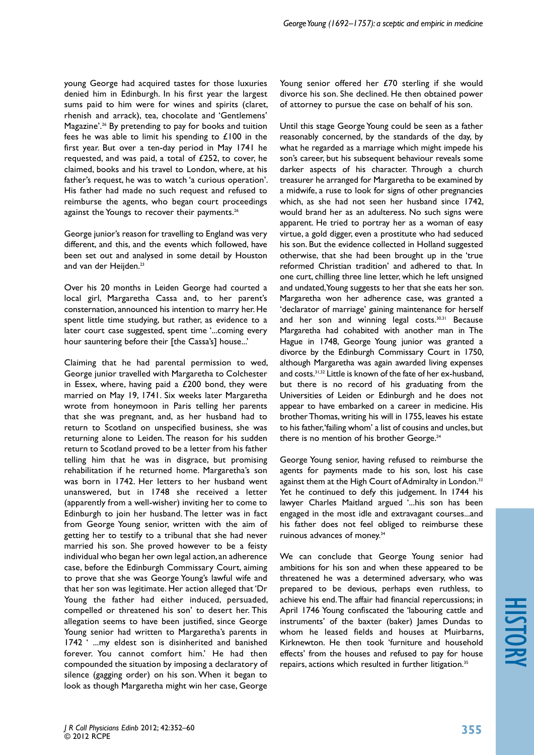young George had acquired tastes for those luxuries denied him in Edinburgh. In his first year the largest sums paid to him were for wines and spirits (claret, rhenish and arrack), tea, chocolate and 'Gentlemens' Magazine'.[26] By pretending to pay for books and tuition fees he was able to limit his spending to £100 in the first year. But over a ten-day period in May 1741 he requested, and was paid, a total of £252, to cover, he claimed, books and his travel to London, where, at his father's request, he was to watch 'a curious operation'. His father had made no such request and refused to reimburse the agents, who began court proceedings against the Youngs to recover their payments.[26]

George junior's reason for travelling to England was very different, and this, and the events which followed, have been set out and analysed in some detail by Houston and van der Heijden.[23]

Over his 20 months in Leiden George had courted a local girl, Margaretha Cassa and, to her parent's consternation, announced his intention to marry her. He spent little time studying, but rather, as evidence to a later court case suggested, spent time '...coming every hour sauntering before their [the Cassa's] house...'

Claiming that he had parental permission to wed, George junior travelled with Margaretha to Colchester in Essex, where, having paid a £200 bond, they were married on May 19, 1741. Six weeks later Margaretha wrote from honeymoon in Paris telling her parents that she was pregnant, and, as her husband had to return to Scotland on unspecified business, she was returning alone to Leiden. The reason for his sudden return to Scotland proved to be a letter from his father telling him that he was in disgrace, but promising rehabilitation if he returned home. Margaretha's son was born in 1742. Her letters to her husband went unanswered, but in 1748 she received a letter (apparently from a well-wisher) inviting her to come to Edinburgh to join her husband. The letter was in fact from George Young senior, written with the aim of getting her to testify to a tribunal that she had never married his son. She proved however to be a feisty individual who began her own legal action, an adherence case, before the Edinburgh Commissary Court, aiming to prove that she was George Young's lawful wife and that her son was legitimate. Her action alleged that 'Dr Young the father had either induced, persuaded, compelled or threatened his son' to desert her. This allegation seems to have been justified, since George Young senior had written to Margaretha's parents in 1742 ' ...my eldest son is disinherited and banished forever. You cannot comfort him.' He had then compounded the situation by imposing a declaratory of silence (gagging order) on his son. When it began to look as though Margaretha might win her case, George Young senior offered her £70 sterling if she would divorce his son. She declined. He then obtained power of attorney to pursue the case on behalf of his son.

Until this stage George Young could be seen as a father reasonably concerned, by the standards of the day, by what he regarded as a marriage which might impede his son's career, but his subsequent behaviour reveals some darker aspects of his character. Through a church treasurer he arranged for Margaretha to be examined by a midwife, a ruse to look for signs of other pregnancies which, as she had not seen her husband since 1742, would brand her as an adulteress. No such signs were apparent. He tried to portray her as a woman of easy virtue, a gold digger, even a prostitute who had seduced his son. But the evidence collected in Holland suggested otherwise, that she had been brought up in the 'true reformed Christian tradition' and adhered to that. In one curt, chilling three line letter, which he left unsigned and undated, Young suggests to her that she eats her son. Margaretha won her adherence case, was granted a 'declarator of marriage' gaining maintenance for herself and her son and winning legal costs.[30,31] Because Margaretha had cohabited with another man in The Hague in 1748, George Young junior was granted a divorce by the Edinburgh Commissary Court in 1750, although Margaretha was again awarded living expenses and costs.[31,32] Little is known of the fate of her ex-husband, but there is no record of his graduating from the Universities of Leiden or Edinburgh and he does not appear to have embarked on a career in medicine. His brother Thomas, writing his will in 1755, leaves his estate to his father, 'failing whom' a list of cousins and uncles, but there is no mention of his brother George.[24]

George Young senior, having refused to reimburse the agents for payments made to his son, lost his case against them at the High Court of Admiralty in London.[33] Yet he continued to defy this judgement. In 1744 his lawyer Charles Maitland argued '...his son has been engaged in the most idle and extravagant courses...and his father does not feel obliged to reimburse these ruinous advances of money.[34]

We can conclude that George Young senior had ambitions for his son and when these appeared to be threatened he was a determined adversary, who was prepared to be devious, perhaps even ruthless, to achieve his end. The affair had financial repercussions; in April 1746 Young confiscated the 'labouring cattle and instruments' of the baxter (baker) James Dundas to whom he leased fields and houses at Muirbarns, Kirknewton. He then took 'furniture and household effects' from the houses and refused to pay for house repairs, actions which resulted in further litigation.[35]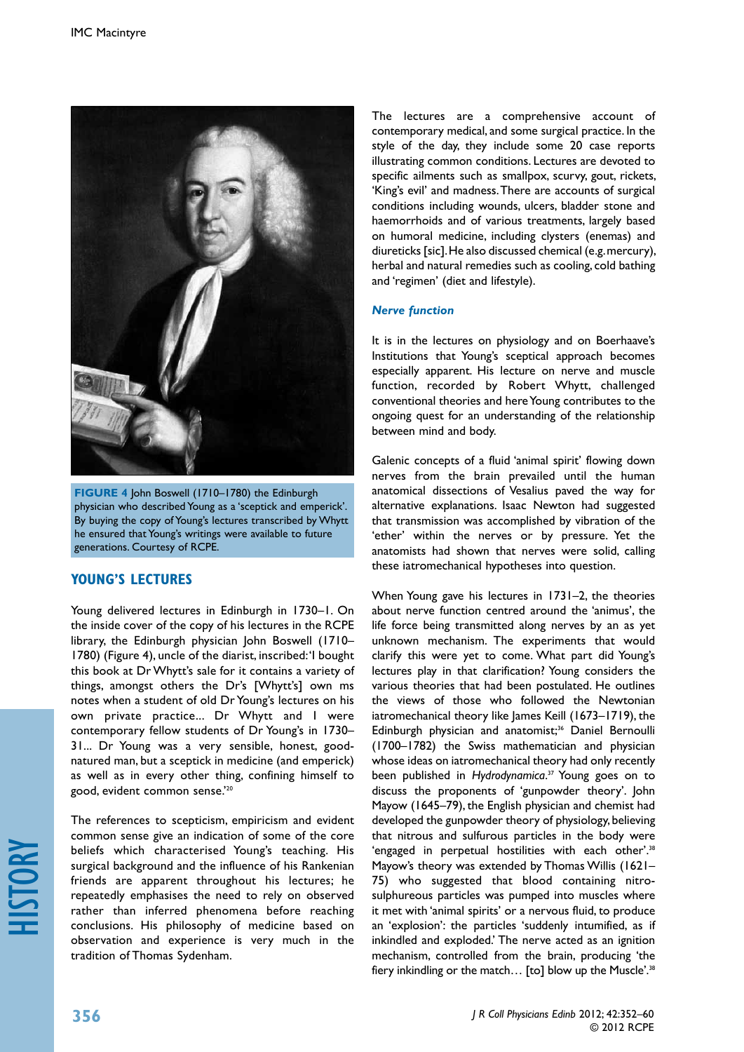**FIGURE 4** John Boswell (1710–1780) the Edinburgh physician who described Young as a 'sceptick and emperick'. By buying the copy of Young's lectures transcribed by Whytt he ensured that Young's writings were available to future generations. Courtesy of RCPE.

## YOUNG'S LECTURES

Young delivered lectures in Edinburgh in 1730–1. On the inside cover of the copy of his lectures in the RCPE library, the Edinburgh physician John Boswell (1710–1780) (Figure 4), uncle of the diarist, inscribed: 'I bought this book at Dr Whytt's sale for it contains a variety of things, amongst others the Dr's [Whytt's] own ms notes when a student of old Dr Young's lectures on his own private practice... Dr Whytt and I were contemporary fellow students of Dr Young's in 1730–31... Dr Young was a very sensible, honest, good-natured man, but a sceptick in medicine (and emperick) as well as in every other thing, confining himself to good, evident common sense.'[20]

The references to scepticism, empiricism and evident common sense give an indication of some of the core beliefs which characterised Young's teaching. His surgical background and the influence of his Rankenian friends are apparent throughout his lectures; he repeatedly emphasises the need to rely on observed rather than inferred phenomena before reaching conclusions. His philosophy of medicine based on observation and experience is very much in the tradition of Thomas Sydenham.

The lectures are a comprehensive account of contemporary medical, and some surgical practice. In the style of the day, they include some 20 case reports illustrating common conditions. Lectures are devoted to specific ailments such as smallpox, scurvy, gout, rickets, 'King's evil' and madness. There are accounts of surgical conditions including wounds, ulcers, bladder stone and haemorrhoids and of various treatments, largely based on humoral medicine, including clysters (enemas) and diureticks [sic]. He also discussed chemical (e.g. mercury), herbal and natural remedies such as cooling, cold bathing and 'regimen' (diet and lifestyle).

### *Nerve function*

It is in the lectures on physiology and on Boerhaave's Institutions that Young's sceptical approach becomes especially apparent. His lecture on nerve and muscle function, recorded by Robert Whytt, challenged conventional theories and here Young contributes to the ongoing quest for an understanding of the relationship between mind and body.

Galenic concepts of a fluid 'animal spirit' flowing down nerves from the brain prevailed until the human anatomical dissections of Vesalius paved the way for alternative explanations. Isaac Newton had suggested that transmission was accomplished by vibration of the 'ether' within the nerves or by pressure. Yet the anatomists had shown that nerves were solid, calling these iatromechanical hypotheses into question.

When Young gave his lectures in 1731–2, the theories about nerve function centred around the 'animus', the life force being transmitted along nerves by an as yet unknown mechanism. The experiments that would clarify this were yet to come. What part did Young's lectures play in that clarification? Young considers the various theories that had been postulated. He outlines the views of those who followed the Newtonian iatromechanical theory like James Keill (1673–1719), the Edinburgh physician and anatomist;[36] Daniel Bernoulli (1700–1782) the Swiss mathematician and physician whose ideas on iatromechanical theory had only recently been published in *Hydrodynamica*.[37] Young goes on to discuss the proponents of 'gunpowder theory'. John Mayow (1645–79), the English physician and chemist had developed the gunpowder theory of physiology, believing that nitrous and sulfurous particles in the body were 'engaged in perpetual hostilities with each other'.[38] Mayow's theory was extended by Thomas Willis (1621–75) who suggested that blood containing nitro-sulphureous particles was pumped into muscles where it met with 'animal spirits' or a nervous fluid, to produce an 'explosion': the particles 'suddenly intumified, as if inkindled and exploded.' The nerve acted as an ignition mechanism, controlled from the brain, producing 'the fiery inkindling or the match… [to] blow up the Muscle'.[38]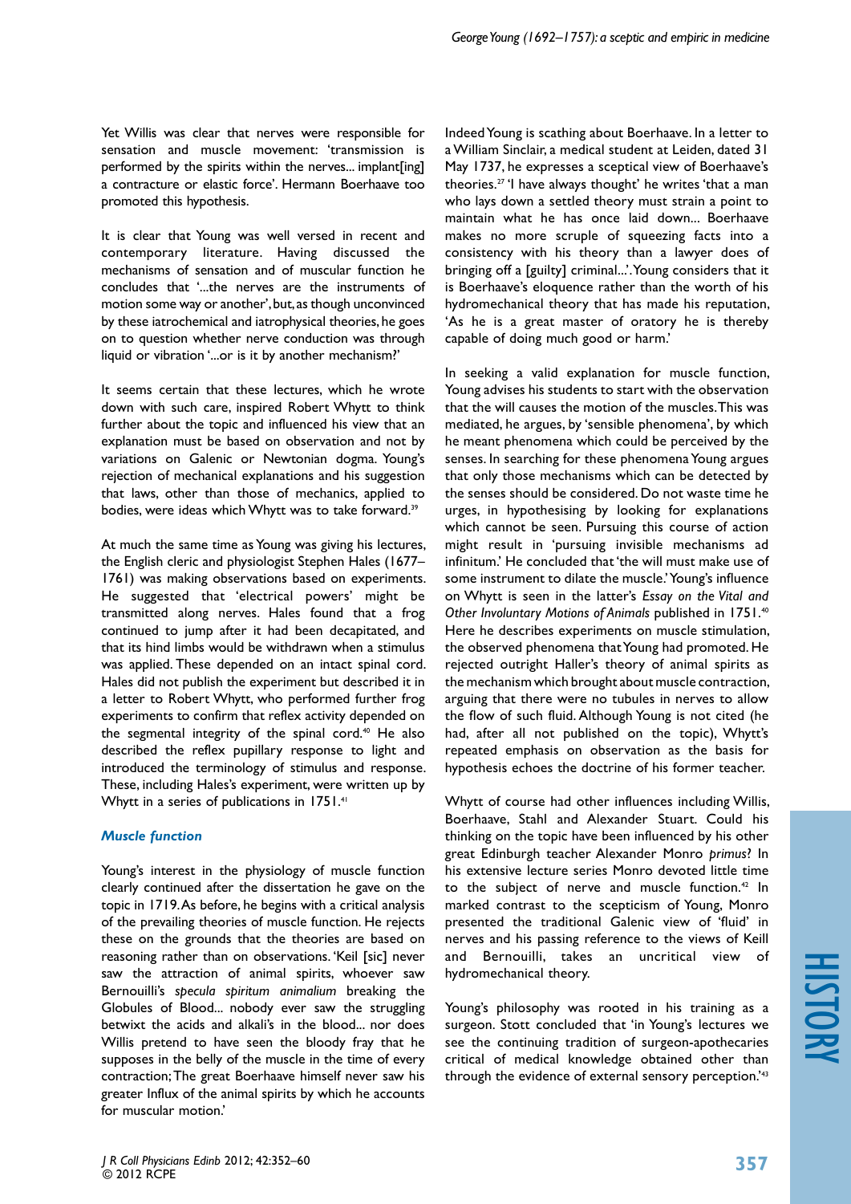Yet Willis was clear that nerves were responsible for sensation and muscle movement: 'transmission is performed by the spirits within the nerves... implant[ing] a contracture or elastic force'. Hermann Boerhaave too promoted this hypothesis.

It is clear that Young was well versed in recent and contemporary literature. Having discussed the mechanisms of sensation and of muscular function he concludes that '...the nerves are the instruments of motion some way or another', but, as though unconvinced by these iatrochemical and iatrophysical theories, he goes on to question whether nerve conduction was through liquid or vibration '...or is it by another mechanism?'

It seems certain that these lectures, which he wrote down with such care, inspired Robert Whytt to think further about the topic and influenced his view that an explanation must be based on observation and not by variations on Galenic or Newtonian dogma. Young's rejection of mechanical explanations and his suggestion that laws, other than those of mechanics, applied to bodies, were ideas which Whytt was to take forward.[39]

At much the same time as Young was giving his lectures, the English cleric and physiologist Stephen Hales (1677–1761) was making observations based on experiments. He suggested that 'electrical powers' might be transmitted along nerves. Hales found that a frog continued to jump after it had been decapitated, and that its hind limbs would be withdrawn when a stimulus was applied. These depended on an intact spinal cord. Hales did not publish the experiment but described it in a letter to Robert Whytt, who performed further frog experiments to confirm that reflex activity depended on the segmental integrity of the spinal cord.[40] He also described the reflex pupillary response to light and introduced the terminology of stimulus and response. These, including Hales's experiment, were written up by Whytt in a series of publications in 1751.[41]

### *Muscle function*

Young's interest in the physiology of muscle function clearly continued after the dissertation he gave on the topic in 1719. As before, he begins with a critical analysis of the prevailing theories of muscle function. He rejects these on the grounds that the theories are based on reasoning rather than on observations. 'Keil [sic] never saw the attraction of animal spirits, whoever saw Bernouilli's *specula spiritum animalium* breaking the Globules of Blood... nobody ever saw the struggling betwixt the acids and alkali's in the blood... nor does Willis pretend to have seen the bloody fray that he supposes in the belly of the muscle in the time of every contraction; The great Boerhaave himself never saw his greater Influx of the animal spirits by which he accounts for muscular motion.'

Indeed Young is scathing about Boerhaave. In a letter to a William Sinclair, a medical student at Leiden, dated 31 May 1737, he expresses a sceptical view of Boerhaave's theories.[27] 'I have always thought' he writes 'that a man who lays down a settled theory must strain a point to maintain what he has once laid down... Boerhaave makes no more scruple of squeezing facts into a consistency with his theory than a lawyer does of bringing off a [guilty] criminal...'. Young considers that it is Boerhaave's eloquence rather than the worth of his hydromechanical theory that has made his reputation, 'As he is a great master of oratory he is thereby capable of doing much good or harm.'

In seeking a valid explanation for muscle function, Young advises his students to start with the observation that the will causes the motion of the muscles. This was mediated, he argues, by 'sensible phenomena', by which he meant phenomena which could be perceived by the senses. In searching for these phenomena Young argues that only those mechanisms which can be detected by the senses should be considered. Do not waste time he urges, in hypothesising by looking for explanations which cannot be seen. Pursuing this course of action might result in 'pursuing invisible mechanisms ad infinitum.' He concluded that 'the will must make use of some instrument to dilate the muscle.' Young's influence on Whytt is seen in the latter's *Essay on the Vital and Other Involuntary Motions of Animals* published in 1751.[40] Here he describes experiments on muscle stimulation, the observed phenomena that Young had promoted. He rejected outright Haller's theory of animal spirits as the mechanism which brought about muscle contraction, arguing that there were no tubules in nerves to allow the flow of such fluid. Although Young is not cited (he had, after all not published on the topic), Whytt's repeated emphasis on observation as the basis for hypothesis echoes the doctrine of his former teacher.

Whytt of course had other influences including Willis, Boerhaave, Stahl and Alexander Stuart. Could his thinking on the topic have been influenced by his other great Edinburgh teacher Alexander Monro *primus*? In his extensive lecture series Monro devoted little time to the subject of nerve and muscle function.[42] In marked contrast to the scepticism of Young, Monro presented the traditional Galenic view of 'fluid' in nerves and his passing reference to the views of Keill and Bernouilli, takes an uncritical view of hydromechanical theory.

Young's philosophy was rooted in his training as a surgeon. Stott concluded that 'in Young's lectures we see the continuing tradition of surgeon-apothecaries critical of medical knowledge obtained other than through the evidence of external sensory perception.'[43]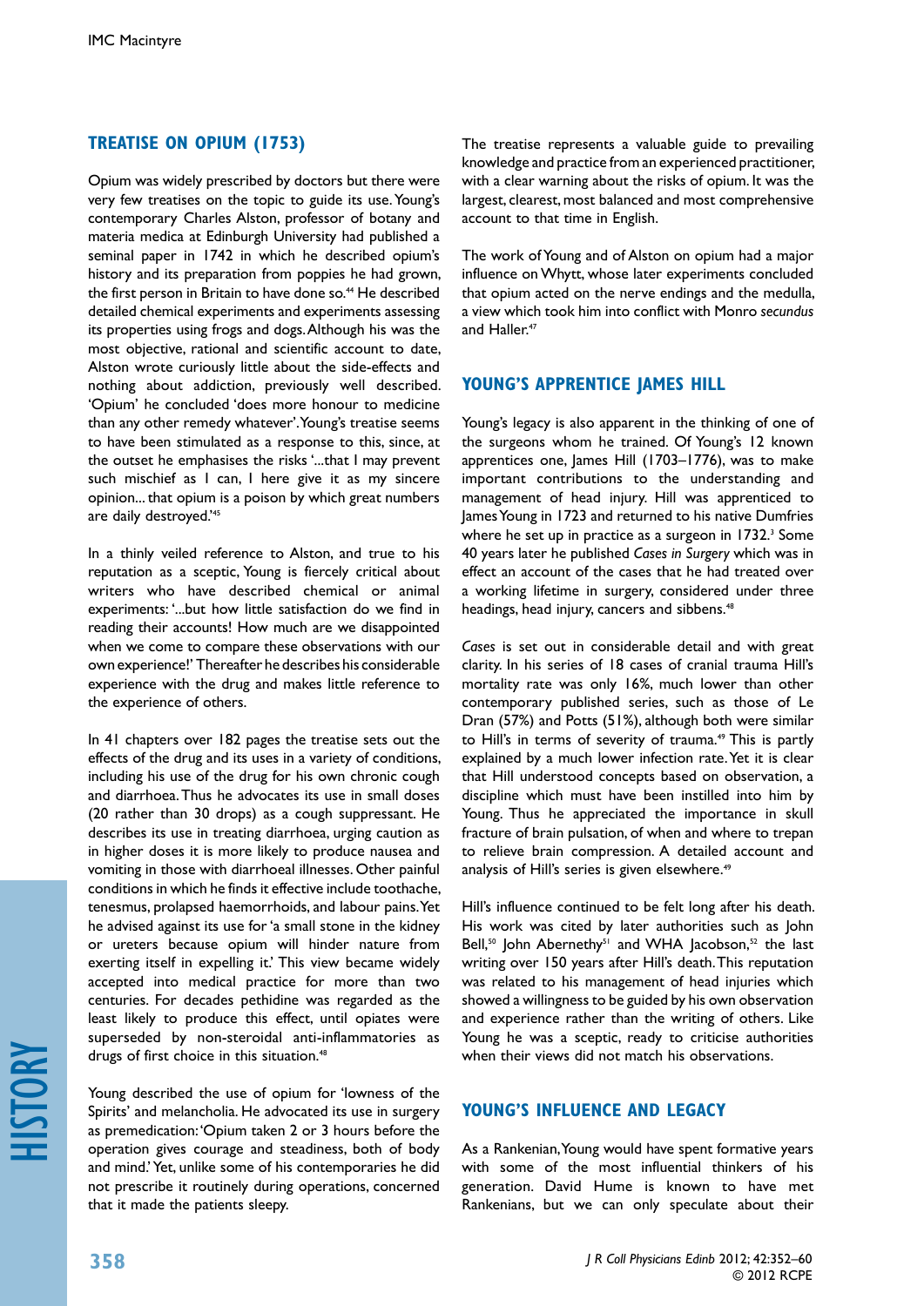## TREATISE ON OPIUM (1753)

Opium was widely prescribed by doctors but there were very few treatises on the topic to guide its use. Young's contemporary Charles Alston, professor of botany and materia medica at Edinburgh University had published a seminal paper in 1742 in which he described opium's history and its preparation from poppies he had grown, the first person in Britain to have done so.[44] He described detailed chemical experiments and experiments assessing its properties using frogs and dogs. Although his was the most objective, rational and scientific account to date, Alston wrote curiously little about the side-effects and nothing about addiction, previously well described. 'Opium' he concluded 'does more honour to medicine than any other remedy whatever'. Young's treatise seems to have been stimulated as a response to this, since, at the outset he emphasises the risks '...that I may prevent such mischief as I can, I here give it as my sincere opinion... that opium is a poison by which great numbers are daily destroyed.'[45]

In a thinly veiled reference to Alston, and true to his reputation as a sceptic, Young is fiercely critical about writers who have described chemical or animal experiments: '...but how little satisfaction do we find in reading their accounts! How much are we disappointed when we come to compare these observations with our own experience!' Thereafter he describes his considerable experience with the drug and makes little reference to the experience of others.

In 41 chapters over 182 pages the treatise sets out the effects of the drug and its uses in a variety of conditions, including his use of the drug for his own chronic cough and diarrhoea. Thus he advocates its use in small doses (20 rather than 30 drops) as a cough suppressant. He describes its use in treating diarrhoea, urging caution as in higher doses it is more likely to produce nausea and vomiting in those with diarrhoeal illnesses. Other painful conditions in which he finds it effective include toothache, tenesmus, prolapsed haemorrhoids, and labour pains. Yet he advised against its use for 'a small stone in the kidney or ureters because opium will hinder nature from exerting itself in expelling it.' This view became widely accepted into medical practice for more than two centuries. For decades pethidine was regarded as the least likely to produce this effect, until opiates were superseded by non-steroidal anti-inflammatories as drugs of first choice in this situation.[48]

Young described the use of opium for 'lowness of the Spirits' and melancholia. He advocated its use in surgery as premedication: 'Opium taken 2 or 3 hours before the operation gives courage and steadiness, both of body and mind.' Yet, unlike some of his contemporaries he did not prescribe it routinely during operations, concerned that it made the patients sleepy.

The treatise represents a valuable guide to prevailing knowledge and practice from an experienced practitioner, with a clear warning about the risks of opium. It was the largest, clearest, most balanced and most comprehensive account to that time in English.

The work of Young and of Alston on opium had a major influence on Whytt, whose later experiments concluded that opium acted on the nerve endings and the medulla, a view which took him into conflict with Monro *secundus* and Haller.[47]

## YOUNG'S APPRENTICE JAMES HILL

Young's legacy is also apparent in the thinking of one of the surgeons whom he trained. Of Young's 12 known apprentices one, James Hill (1703–1776), was to make important contributions to the understanding and management of head injury. Hill was apprenticed to James Young in 1723 and returned to his native Dumfries where he set up in practice as a surgeon in 1732.[3] Some 40 years later he published *Cases in Surgery* which was in effect an account of the cases that he had treated over a working lifetime in surgery, considered under three headings, head injury, cancers and sibbens.[48]

*Cases* is set out in considerable detail and with great clarity. In his series of 18 cases of cranial trauma Hill's mortality rate was only 16%, much lower than other contemporary published series, such as those of Le Dran (57%) and Potts (51%), although both were similar to Hill's in terms of severity of trauma.[49] This is partly explained by a much lower infection rate. Yet it is clear that Hill understood concepts based on observation, a discipline which must have been instilled into him by Young. Thus he appreciated the importance in skull fracture of brain pulsation, of when and where to trepan to relieve brain compression. A detailed account and analysis of Hill's series is given elsewhere.[49]

Hill's influence continued to be felt long after his death. His work was cited by later authorities such as John Bell,[50] John Abernethy[51] and WHA Jacobson,[52] the last writing over 150 years after Hill's death. This reputation was related to his management of head injuries which showed a willingness to be guided by his own observation and experience rather than the writing of others. Like Young he was a sceptic, ready to criticise authorities when their views did not match his observations.

## YOUNG'S INFLUENCE AND LEGACY

As a Rankenian, Young would have spent formative years with some of the most influential thinkers of his generation. David Hume is known to have met Rankenians, but we can only speculate about their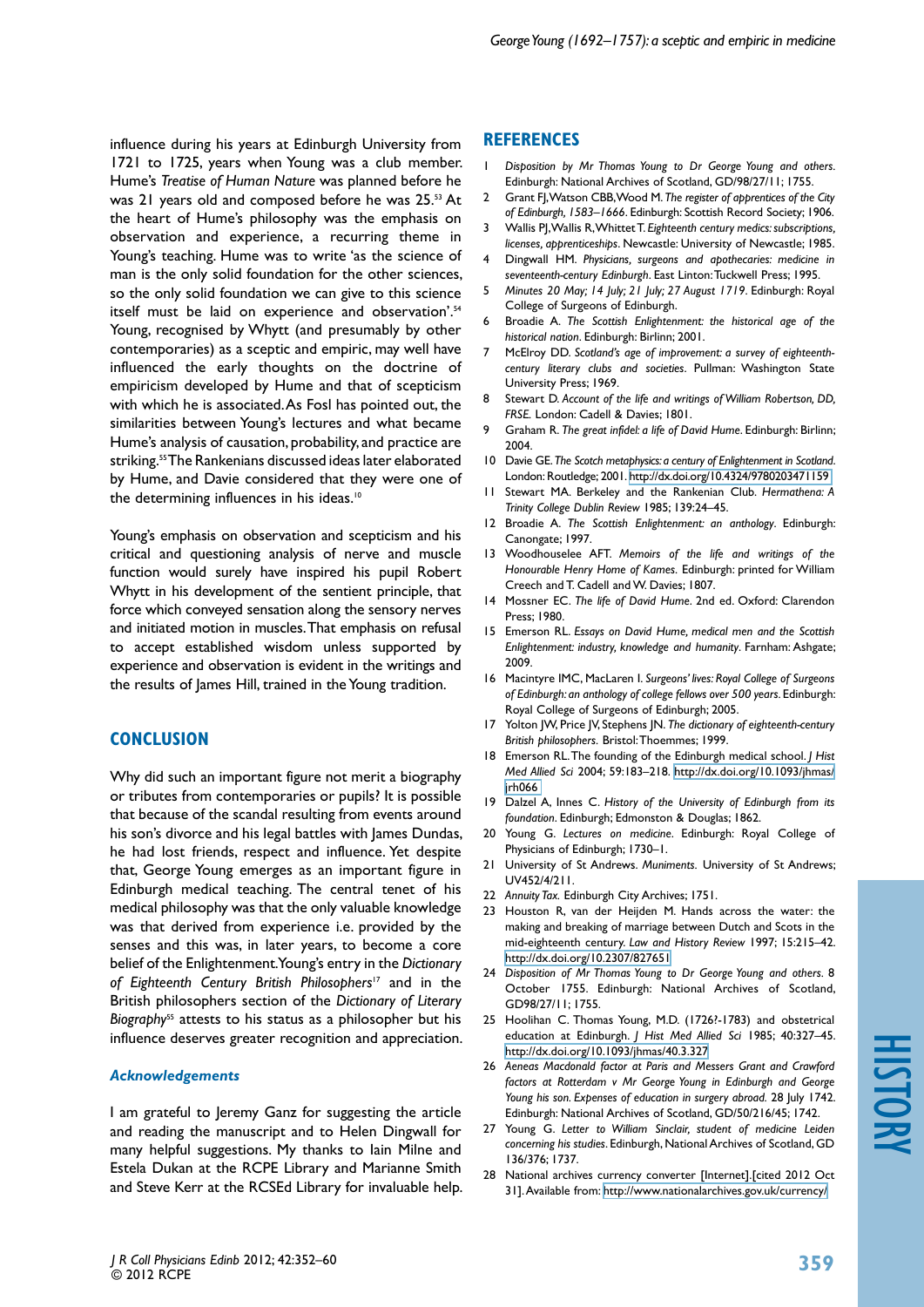influence during his years at Edinburgh University from 1721 to 1725, years when Young was a club member. Hume's *Treatise of Human Nature* was planned before he was 21 years old and composed before he was 25.[53] At the heart of Hume's philosophy was the emphasis on observation and experience, a recurring theme in Young's teaching. Hume was to write 'as the science of man is the only solid foundation for the other sciences, so the only solid foundation we can give to this science itself must be laid on experience and observation'.[54] Young, recognised by Whytt (and presumably by other contemporaries) as a sceptic and empiric, may well have influenced the early thoughts on the doctrine of empiricism developed by Hume and that of scepticism with which he is associated. As Fosl has pointed out, the similarities between Young's lectures and what became Hume's analysis of causation, probability, and practice are striking.[55] The Rankenians discussed ideas later elaborated by Hume, and Davie considered that they were one of the determining influences in his ideas.[10]

Young's emphasis on observation and scepticism and his critical and questioning analysis of nerve and muscle function would surely have inspired his pupil Robert Whytt in his development of the sentient principle, that force which conveyed sensation along the sensory nerves and initiated motion in muscles. That emphasis on refusal to accept established wisdom unless supported by experience and observation is evident in the writings and the results of James Hill, trained in the Young tradition.

## CONCLUSION

Why did such an important figure not merit a biography or tributes from contemporaries or pupils? It is possible that because of the scandal resulting from events around his son's divorce and his legal battles with James Dundas, he had lost friends, respect and influence. Yet despite that, George Young emerges as an important figure in Edinburgh medical teaching. The central tenet of his medical philosophy was that the only valuable knowledge was that derived from experience i.e. provided by the senses and this was, in later years, to become a core belief of the Enlightenment. Young's entry in the *Dictionary of Eighteenth Century British Philosophers*[17] and in the British philosophers section of the *Dictionary of Literary Biography*[55] attests to his status as a philosopher but his influence deserves greater recognition and appreciation.

### *Acknowledgements*

I am grateful to Jeremy Ganz for suggesting the article and reading the manuscript and to Helen Dingwall for many helpful suggestions. My thanks to Iain Milne and Estela Dukan at the RCPE Library and Marianne Smith and Steve Kerr at the RCSEd Library for invaluable help.

## REFERENCES

1. *Disposition by Mr Thomas Young to Dr George Young and others*. Edinburgh: National Archives of Scotland, GD/98/27/11; 1755.
2. Grant FJ, Watson CBB, Wood M. *The register of apprentices of the City of Edinburgh, 1583–1666*. Edinburgh: Scottish Record Society; 1906.
3. Wallis PJ, Wallis R, Whittet T. *Eighteenth century medics: subscriptions, licenses, apprenticeships*. Newcastle: University of Newcastle; 1985.
4. Dingwall HM. *Physicians, surgeons and apothecaries: medicine in seventeenth-century Edinburgh*. East Linton: Tuckwell Press; 1995.
5. *Minutes 20 May; 14 July; 21 July; 27 August 1719*. Edinburgh: Royal College of Surgeons of Edinburgh.
6. Broadie A. *The Scottish Enlightenment: the historical age of the historical nation*. Edinburgh: Birlinn; 2001.
7. McElroy DD. *Scotland's age of improvement: a survey of eighteenth-century literary clubs and societies*. Pullman: Washington State University Press; 1969.
8. Stewart D. *Account of the life and writings of William Robertson, DD, FRSE.* London: Cadell & Davies; 1801.
9. Graham R. *The great infidel: a life of David Hume*. Edinburgh: Birlinn; 2004.
10. Davie GE. *The Scotch metaphysics: a century of Enlightenment in Scotland*. London: Routledge; 2001. http://dx.doi.org/10.4324/9780203471159
11. Stewart MA. Berkeley and the Rankenian Club. *Hermathena: A Trinity College Dublin Review* 1985; 139:24–45.
12. Broadie A. *The Scottish Enlightenment: an anthology*. Edinburgh: Canongate; 1997.
13. Woodhouselee AFT. *Memoirs of the life and writings of the Honourable Henry Home of Kames*. Edinburgh: printed for William Creech and T. Cadell and W. Davies; 1807.
14. Mossner EC. *The life of David Hume*. 2nd ed. Oxford: Clarendon Press; 1980.
15. Emerson RL. *Essays on David Hume, medical men and the Scottish Enlightenment: industry, knowledge and humanity*. Farnham: Ashgate; 2009.
16. Macintyre IMC, MacLaren I. *Surgeons' lives: Royal College of Surgeons of Edinburgh: an anthology of college fellows over 500 years*. Edinburgh: Royal College of Surgeons of Edinburgh; 2005.
17. Yolton JW, Price JV, Stephens JN. *The dictionary of eighteenth-century British philosophers*. Bristol: Thoemmes; 1999.
18. Emerson RL. The founding of the Edinburgh medical school. *J Hist Med Allied Sci* 2004; 59:183–218. http://dx.doi.org/10.1093/jhmas/jrh066
19. Dalzel A, Innes C. *History of the University of Edinburgh from its foundation*. Edinburgh; Edmonston & Douglas; 1862.
20. Young G. *Lectures on medicine*. Edinburgh: Royal College of Physicians of Edinburgh; 1730–1.
21. University of St Andrews. *Muniments*. University of St Andrews; UV452/4/211.
22. *Annuity Tax*. Edinburgh City Archives; 1751.
23. Houston R, van der Heijden M. Hands across the water: the making and breaking of marriage between Dutch and Scots in the mid-eighteenth century. *Law and History Review* 1997; 15:215–42. http://dx.doi.org/10.2307/827651
24. *Disposition of Mr Thomas Young to Dr George Young and others*. 8 October 1755. Edinburgh: National Archives of Scotland, GD98/27/11; 1755.
25. Hoolihan C. Thomas Young, M.D. (1726?-1783) and obstetrical education at Edinburgh. *J Hist Med Allied Sci* 1985; 40:327–45. http://dx.doi.org/10.1093/jhmas/40.3.327
26. *Aeneas Macdonald factor at Paris and Messers Grant and Crawford factors at Rotterdam v Mr George Young in Edinburgh and George Young his son. Expenses of education in surgery abroad.* 28 July 1742. Edinburgh: National Archives of Scotland, GD/50/216/45; 1742.
27. Young G. *Letter to William Sinclair, student of medicine Leiden concerning his studies*. Edinburgh, National Archives of Scotland, GD 136/376; 1737.
28. National archives currency converter [Internet].[cited 2012 Oct 31]. Available from: http://www.nationalarchives.gov.uk/currency/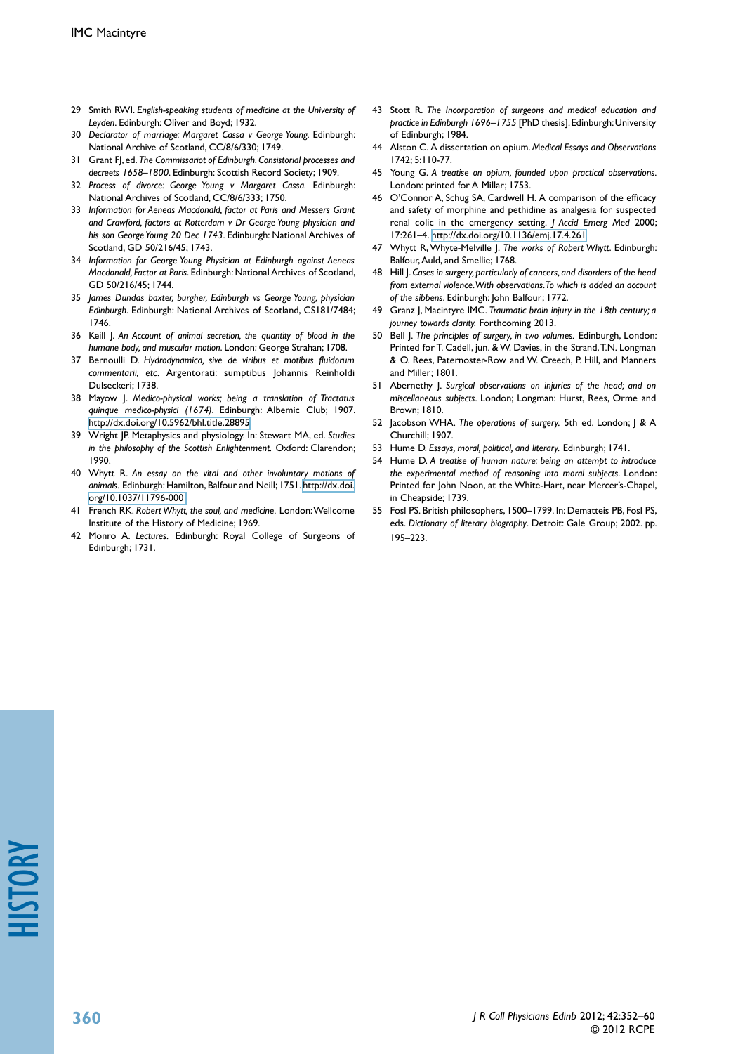29 Smith RWI. *English-speaking students of medicine at the University of Leyden*. Edinburgh: Oliver and Boyd; 1932.

30 *Declarator of marriage: Margaret Cassa v George Young.* Edinburgh: National Archive of Scotland, CC/8/6/330; 1749.

31 Grant FJ, ed. *The Commissariot of Edinburgh. Consistorial processes and decreets 1658–1800*. Edinburgh: Scottish Record Society; 1909.

32 *Process of divorce: George Young v Margaret Cassa.* Edinburgh: National Archives of Scotland, CC/8/6/333; 1750.

33 *Information for Aeneas Macdonald, factor at Paris and Messers Grant and Crawford, factors at Rotterdam v Dr George Young physician and his son George Young 20 Dec 1743*. Edinburgh: National Archives of Scotland, GD 50/216/45; 1743.

34 *Information for George Young Physician at Edinburgh against Aeneas Macdonald, Factor at Paris*. Edinburgh: National Archives of Scotland, GD 50/216/45; 1744.

35 *James Dundas baxter, burgher, Edinburgh vs George Young, physician Edinburgh*. Edinburgh: National Archives of Scotland, CS181/7484; 1746.

36 Keill J. *An Account of animal secretion, the quantity of blood in the humane body, and muscular motion*. London: George Strahan; 1708.

37 Bernoulli D. *Hydrodynamica, sive de viribus et motibus fluidorum commentarii, etc*. Argentorati: sumptibus Johannis Reinholdi Dulseckeri; 1738.

38 Mayow J. *Medico-physical works; being a translation of Tractatus quinque medico-physici (1674)*. Edinburgh: Albemic Club; 1907. http://dx.doi.org/10.5962/bhl.title.28895

39 Wright JP. Metaphysics and physiology. In: Stewart MA, ed. *Studies in the philosophy of the Scottish Enlightenment.* Oxford: Clarendon; 1990.

40 Whytt R. *An essay on the vital and other involuntary motions of animals*. Edinburgh: Hamilton, Balfour and Neill; 1751. http://dx.doi.org/10.1037/11796-000

41 French RK. *Robert Whytt, the soul, and medicine*. London: Wellcome Institute of the History of Medicine; 1969.

42 Monro A. *Lectures*. Edinburgh: Royal College of Surgeons of Edinburgh; 1731.

43 Stott R. *The Incorporation of surgeons and medical education and practice in Edinburgh 1696–1755* [PhD thesis]. Edinburgh: University of Edinburgh; 1984.

44 Alston C. A dissertation on opium. *Medical Essays and Observations* 1742; 5:110-77.

45 Young G. *A treatise on opium, founded upon practical observations*. London: printed for A Millar; 1753.

46 O'Connor A, Schug SA, Cardwell H. A comparison of the efficacy and safety of morphine and pethidine as analgesia for suspected renal colic in the emergency setting. *J Accid Emerg Med* 2000; 17:261–4. http://dx.doi.org/10.1136/emj.17.4.261

47 Whytt R, Whyte-Melville J. *The works of Robert Whytt*. Edinburgh: Balfour, Auld, and Smellie; 1768.

48 Hill J. *Cases in surgery, particularly of cancers, and disorders of the head from external violence. With observations. To which is added an account of the sibbens*. Edinburgh: John Balfour; 1772.

49 Granz J, Macintyre IMC. *Traumatic brain injury in the 18th century; a journey towards clarity.* Forthcoming 2013.

50 Bell J. *The principles of surgery, in two volumes.* Edinburgh, London: Printed for T. Cadell, jun. & W. Davies, in the Strand, T.N. Longman & O. Rees, Paternoster-Row and W. Creech, P. Hill, and Manners and Miller; 1801.

51 Abernethy J. *Surgical observations on injuries of the head; and on miscellaneous subjects*. London; Longman: Hurst, Rees, Orme and Brown; 1810.

52 Jacobson WHA. *The operations of surgery.* 5th ed. London; J & A Churchill; 1907.

53 Hume D. *Essays, moral, political, and literary.* Edinburgh; 1741.

54 Hume D. *A treatise of human nature: being an attempt to introduce the experimental method of reasoning into moral subjects*. London: Printed for John Noon, at the White-Hart, near Mercer's-Chapel, in Cheapside; 1739.

55 Fosl PS. British philosophers, 1500–1799. In: Dematteis PB, Fosl PS, eds. *Dictionary of literary biography*. Detroit: Gale Group; 2002. pp. 195–223.